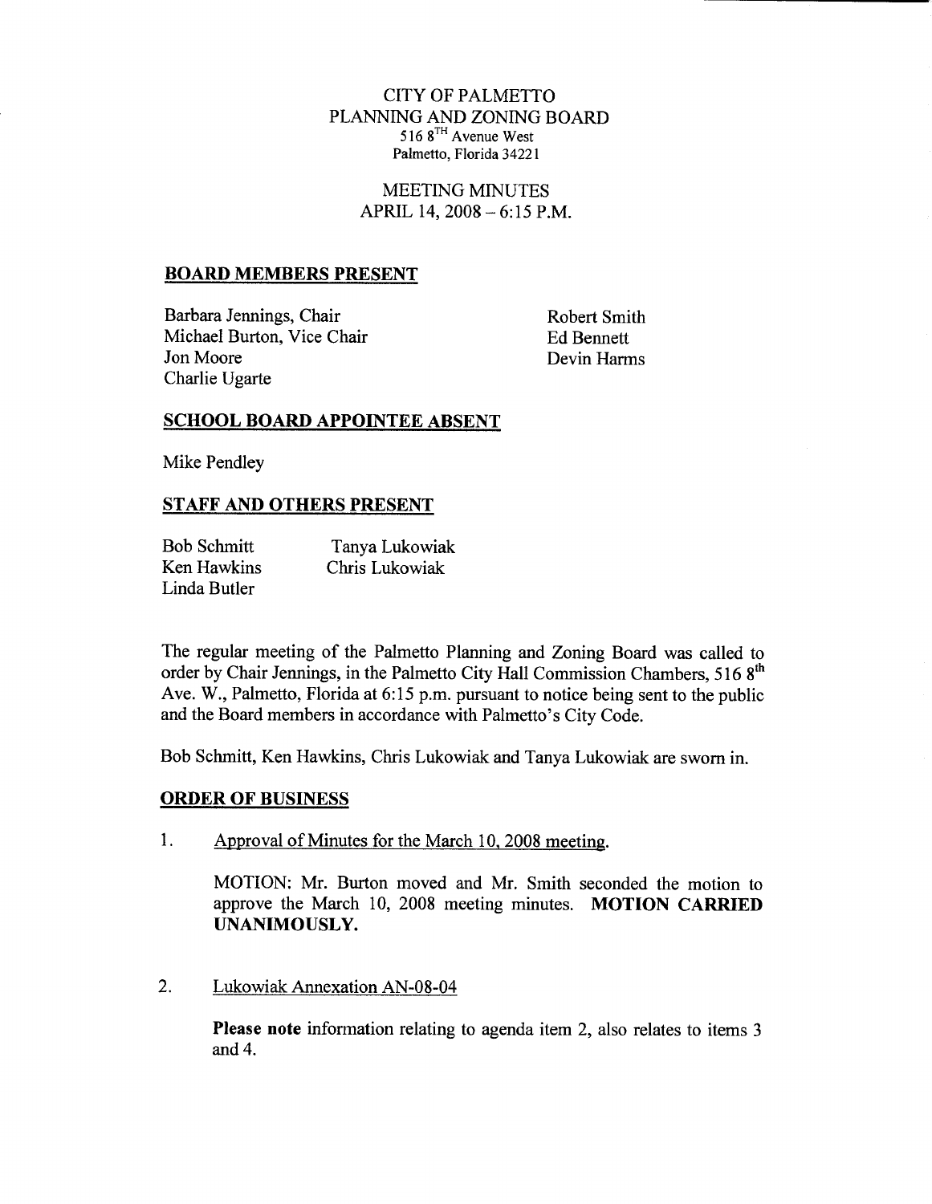CITY OF PALMETTO
PLANNING AND ZONING BOARD
516 8TH Avenue West
Palmetto, Florida 34221

MEETING MINUTES
APRIL 14, 2008 – 6:15 P.M.

## BOARD MEMBERS PRESENT

Barbara Jennings, Chair
Michael Burton, Vice Chair
Jon Moore
Charlie Ugarte
Robert Smith
Ed Bennett
Devin Harms

## SCHOOL BOARD APPOINTEE ABSENT

Mike Pendley

## STAFF AND OTHERS PRESENT

Bob Schmitt
Ken Hawkins
Linda Butler
Tanya Lukowiak
Chris Lukowiak

The regular meeting of the Palmetto Planning and Zoning Board was called to order by Chair Jennings, in the Palmetto City Hall Commission Chambers, 516 8th Ave. W., Palmetto, Florida at 6:15 p.m. pursuant to notice being sent to the public and the Board members in accordance with Palmetto's City Code.

Bob Schmitt, Ken Hawkins, Chris Lukowiak and Tanya Lukowiak are sworn in.

## ORDER OF BUSINESS

1. Approval of Minutes for the March 10, 2008 meeting.

   MOTION: Mr. Burton moved and Mr. Smith seconded the motion to approve the March 10, 2008 meeting minutes. **MOTION CARRIED UNANIMOUSLY.**

2. Lukowiak Annexation AN-08-04

   **Please note** information relating to agenda item 2, also relates to items 3 and 4.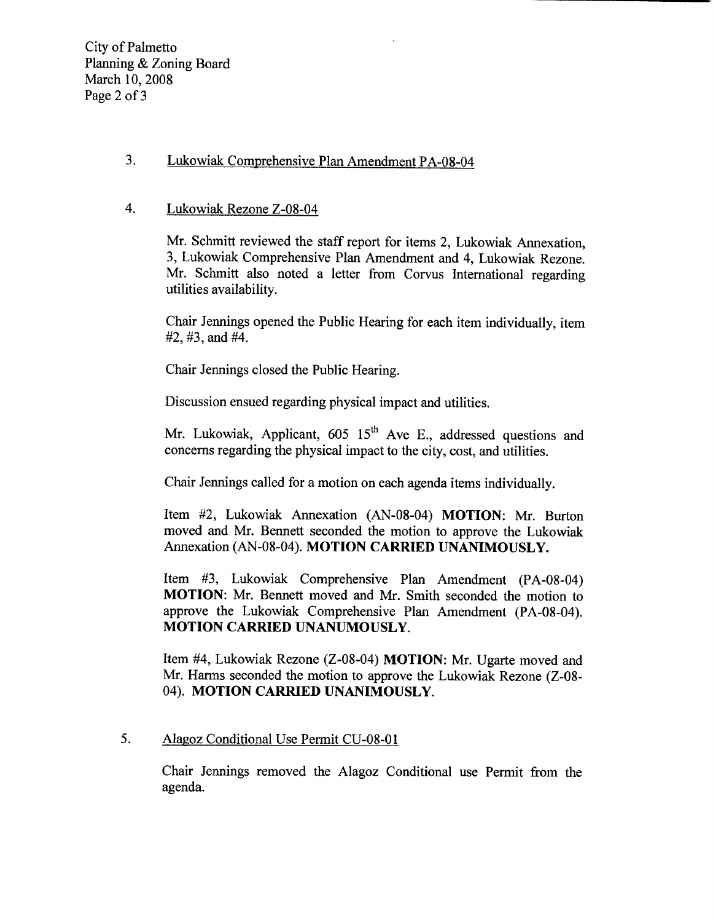3. Lukowiak Comprehensive Plan Amendment PA-08-04

4. Lukowiak Rezone Z-08-04

Mr. Schmitt reviewed the staff report for items 2, Lukowiak Annexation, 3, Lukowiak Comprehensive Plan Amendment and 4, Lukowiak Rezone. Mr. Schmitt also noted a letter from Corvus International regarding utilities availability.

Chair Jennings opened the Public Hearing for each item individually, item #2, #3, and #4.

Chair Jennings closed the Public Hearing.

Discussion ensued regarding physical impact and utilities.

Mr. Lukowiak, Applicant, 605 15th Ave E., addressed questions and concerns regarding the physical impact to the city, cost, and utilities.

Chair Jennings called for a motion on each agenda items individually.

Item #2, Lukowiak Annexation (AN-08-04) **MOTION**: Mr. Burton moved and Mr. Bennett seconded the motion to approve the Lukowiak Annexation (AN-08-04). **MOTION CARRIED UNANIMOUSLY.**

Item #3, Lukowiak Comprehensive Plan Amendment (PA-08-04) **MOTION**: Mr. Bennett moved and Mr. Smith seconded the motion to approve the Lukowiak Comprehensive Plan Amendment (PA-08-04). **MOTION CARRIED UNANUMOUSLY.**

Item #4, Lukowiak Rezone (Z-08-04) **MOTION**: Mr. Ugarte moved and Mr. Harms seconded the motion to approve the Lukowiak Rezone (Z-08-04). **MOTION CARRIED UNANIMOUSLY.**

5. Alagoz Conditional Use Permit CU-08-01

Chair Jennings removed the Alagoz Conditional use Permit from the agenda.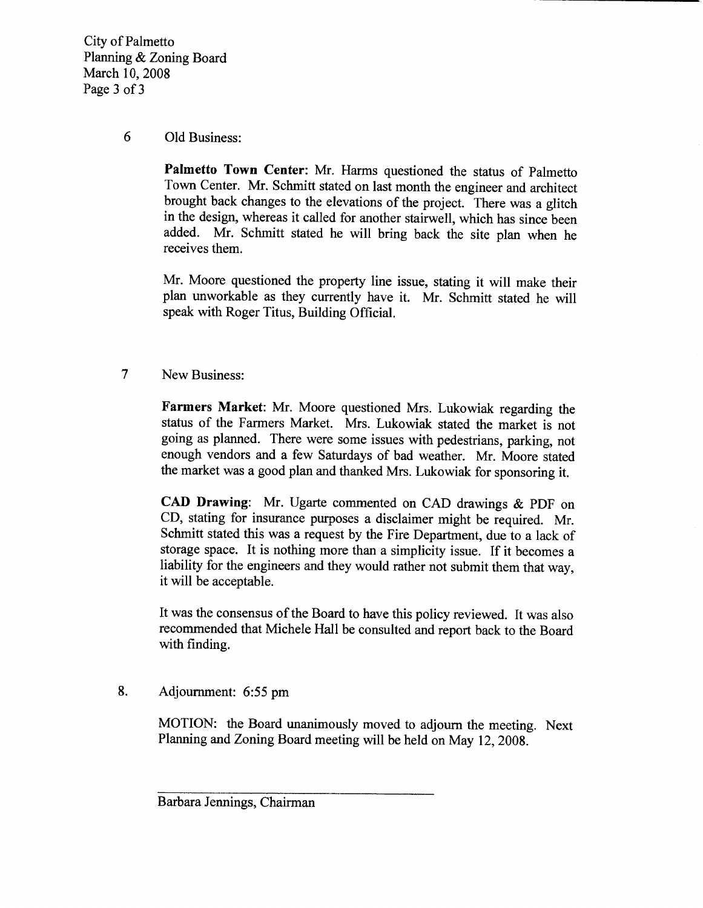6 Old Business:

**Palmetto Town Center**: Mr. Harms questioned the status of Palmetto Town Center. Mr. Schmitt stated on last month the engineer and architect brought back changes to the elevations of the project. There was a glitch in the design, whereas it called for another stairwell, which has since been added. Mr. Schmitt stated he will bring back the site plan when he receives them.

Mr. Moore questioned the property line issue, stating it will make their plan unworkable as they currently have it. Mr. Schmitt stated he will speak with Roger Titus, Building Official.

7 New Business:

**Farmers Market**: Mr. Moore questioned Mrs. Lukowiak regarding the status of the Farmers Market. Mrs. Lukowiak stated the market is not going as planned. There were some issues with pedestrians, parking, not enough vendors and a few Saturdays of bad weather. Mr. Moore stated the market was a good plan and thanked Mrs. Lukowiak for sponsoring it.

**CAD Drawing**: Mr. Ugarte commented on CAD drawings & PDF on CD, stating for insurance purposes a disclaimer might be required. Mr. Schmitt stated this was a request by the Fire Department, due to a lack of storage space. It is nothing more than a simplicity issue. If it becomes a liability for the engineers and they would rather not submit them that way, it will be acceptable.

It was the consensus of the Board to have this policy reviewed. It was also recommended that Michele Hall be consulted and report back to the Board with finding.

8. Adjournment: 6:55 pm

MOTION: the Board unanimously moved to adjourn the meeting. Next Planning and Zoning Board meeting will be held on May 12, 2008.

\_\_\_\_\_\_\_\_\_\_\_\_\_\_\_\_\_\_\_\_\_\_\_\_\_\_\_\_\_\_\_\_\_\_\_\_

Barbara Jennings, Chairman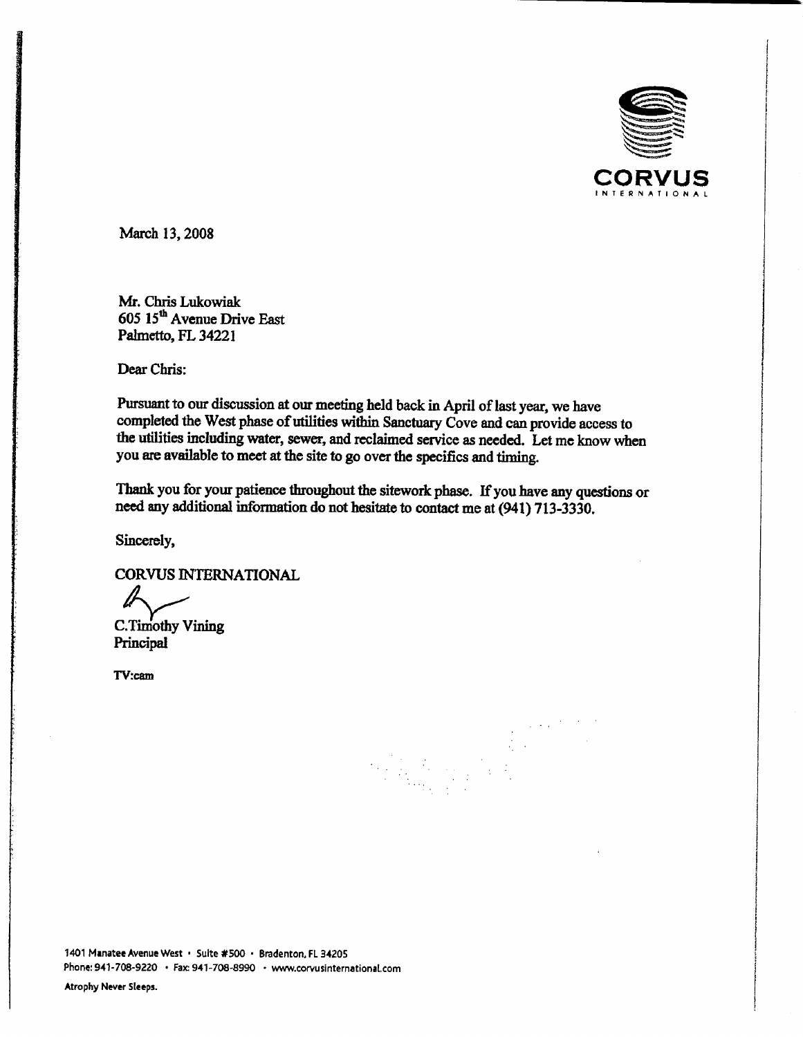CORVUS
INTERNATIONAL

March 13, 2008

Mr. Chris Lukowiak
605 15th Avenue Drive East
Palmetto, FL 34221

Dear Chris:

Pursuant to our discussion at our meeting held back in April of last year, we have completed the West phase of utilities within Sanctuary Cove and can provide access to the utilities including water, sewer, and reclaimed service as needed. Let me know when you are available to meet at the site to go over the specifics and timing.

Thank you for your patience throughout the sitework phase. If you have any questions or need any additional information do not hesitate to contact me at (941) 713-3330.

Sincerely,

CORVUS INTERNATIONAL

C.Timothy Vining
Principal

TV:cam

1401 Manatee Avenue West • Suite #500 • Bradenton, FL 34205
Phone: 941-708-9220 • Fax: 941-708-8990 • www.corvusinternational.com

Atrophy Never Sleeps.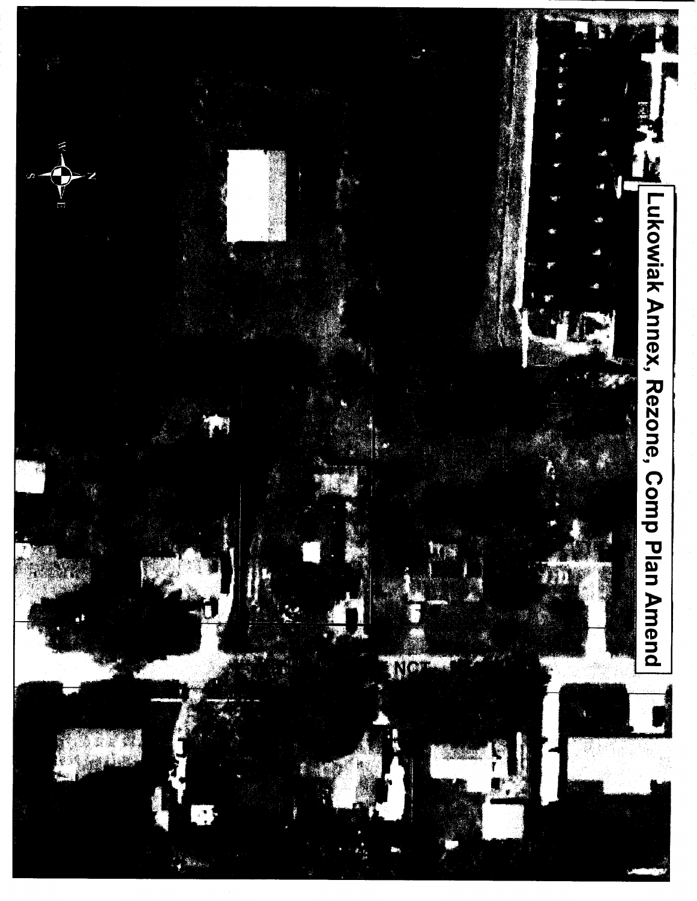Lukowiak Annex, Rezone, Comp Plan Amend